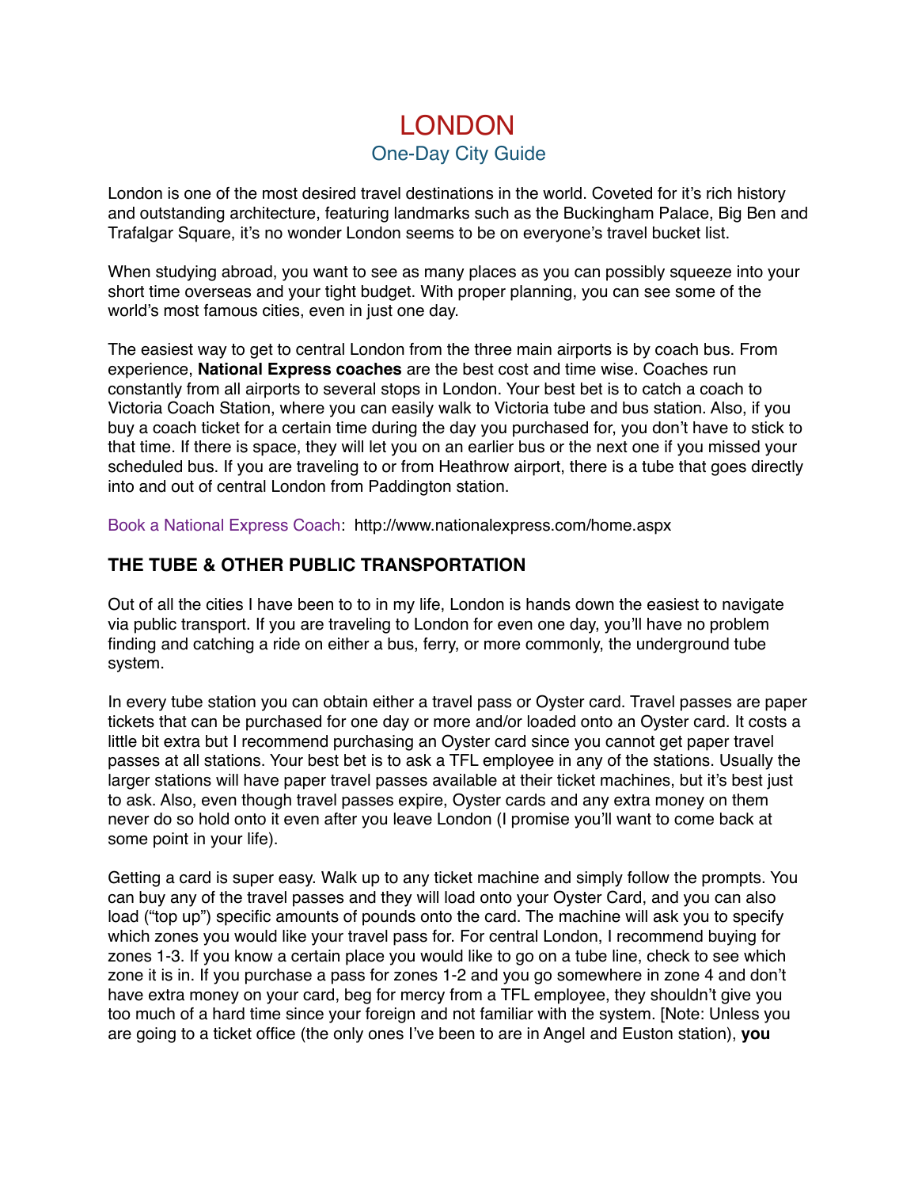# LONDON

## One-Day City Guide

London is one of the most desired travel destinations in the world. Coveted for it's rich history and outstanding architecture, featuring landmarks such as the Buckingham Palace, Big Ben and Trafalgar Square, it's no wonder London seems to be on everyone's travel bucket list.

When studying abroad, you want to see as many places as you can possibly squeeze into your short time overseas and your tight budget. With proper planning, you can see some of the world's most famous cities, even in just one day.

The easiest way to get to central London from the three main airports is by coach bus. From experience, **National Express coaches** are the best cost and time wise. Coaches run constantly from all airports to several stops in London. Your best bet is to catch a coach to Victoria Coach Station, where you can easily walk to Victoria tube and bus station. Also, if you buy a coach ticket for a certain time during the day you purchased for, you don't have to stick to that time. If there is space, they will let you on an earlier bus or the next one if you missed your scheduled bus. If you are traveling to or from Heathrow airport, there is a tube that goes directly into and out of central London from Paddington station.

Book a National Express Coach: http://www.nationalexpress.com/home.aspx

### THE TUBE & OTHER PUBLIC TRANSPORTATION

Out of all the cities I have been to to in my life, London is hands down the easiest to navigate via public transport. If you are traveling to London for even one day, you'll have no problem finding and catching a ride on either a bus, ferry, or more commonly, the underground tube system.

In every tube station you can obtain either a travel pass or Oyster card. Travel passes are paper tickets that can be purchased for one day or more and/or loaded onto an Oyster card. It costs a little bit extra but I recommend purchasing an Oyster card since you cannot get paper travel passes at all stations. Your best bet is to ask a TFL employee in any of the stations. Usually the larger stations will have paper travel passes available at their ticket machines, but it's best just to ask. Also, even though travel passes expire, Oyster cards and any extra money on them never do so hold onto it even after you leave London (I promise you'll want to come back at some point in your life).

Getting a card is super easy. Walk up to any ticket machine and simply follow the prompts. You can buy any of the travel passes and they will load onto your Oyster Card, and you can also load ("top up") specific amounts of pounds onto the card. The machine will ask you to specify which zones you would like your travel pass for. For central London, I recommend buying for zones 1-3. If you know a certain place you would like to go on a tube line, check to see which zone it is in. If you purchase a pass for zones 1-2 and you go somewhere in zone 4 and don't have extra money on your card, beg for mercy from a TFL employee, they shouldn't give you too much of a hard time since your foreign and not familiar with the system. [Note: Unless you are going to a ticket office (the only ones I've been to are in Angel and Euston station), **you**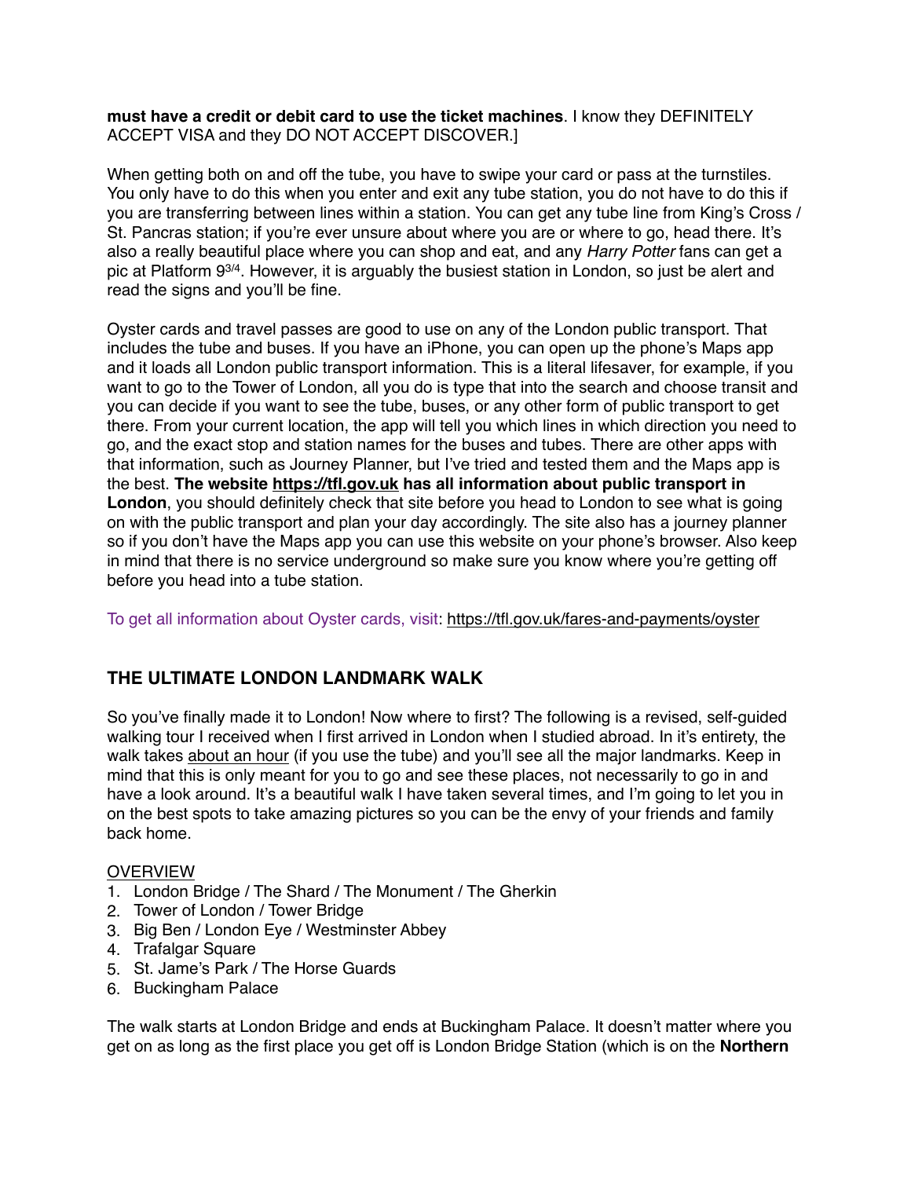**must have a credit or debit card to use the ticket machines**. I know they DEFINITELY ACCEPT VISA and they DO NOT ACCEPT DISCOVER.]

When getting both on and off the tube, you have to swipe your card or pass at the turnstiles. You only have to do this when you enter and exit any tube station, you do not have to do this if you are transferring between lines within a station. You can get any tube line from King's Cross / St. Pancras station; if you're ever unsure about where you are or where to go, head there. It's also a really beautiful place where you can shop and eat, and any *Harry Potter* fans can get a pic at Platform 9¾. However, it is arguably the busiest station in London, so just be alert and read the signs and you'll be fine.

Oyster cards and travel passes are good to use on any of the London public transport. That includes the tube and buses. If you have an iPhone, you can open up the phone's Maps app and it loads all London public transport information. This is a literal lifesaver, for example, if you want to go to the Tower of London, all you do is type that into the search and choose transit and you can decide if you want to see the tube, buses, or any other form of public transport to get there. From your current location, the app will tell you which lines in which direction you need to go, and the exact stop and station names for the buses and tubes. There are other apps with that information, such as Journey Planner, but I've tried and tested them and the Maps app is the best. **The website https://tfl.gov.uk has all information about public transport in London**, you should definitely check that site before you head to London to see what is going on with the public transport and plan your day accordingly. The site also has a journey planner so if you don't have the Maps app you can use this website on your phone's browser. Also keep in mind that there is no service underground so make sure you know where you're getting off before you head into a tube station.

To get all information about Oyster cards, visit: https://tfl.gov.uk/fares-and-payments/oyster

## THE ULTIMATE LONDON LANDMARK WALK

So you've finally made it to London! Now where to first? The following is a revised, self-guided walking tour I received when I first arrived in London when I studied abroad. In it's entirety, the walk takes about an hour (if you use the tube) and you'll see all the major landmarks. Keep in mind that this is only meant for you to go and see these places, not necessarily to go in and have a look around. It's a beautiful walk I have taken several times, and I'm going to let you in on the best spots to take amazing pictures so you can be the envy of your friends and family back home.

OVERVIEW

1. London Bridge / The Shard / The Monument / The Gherkin
2. Tower of London / Tower Bridge
3. Big Ben / London Eye / Westminster Abbey
4. Trafalgar Square
5. St. Jame's Park / The Horse Guards
6. Buckingham Palace

The walk starts at London Bridge and ends at Buckingham Palace. It doesn't matter where you get on as long as the first place you get off is London Bridge Station (which is on the **Northern**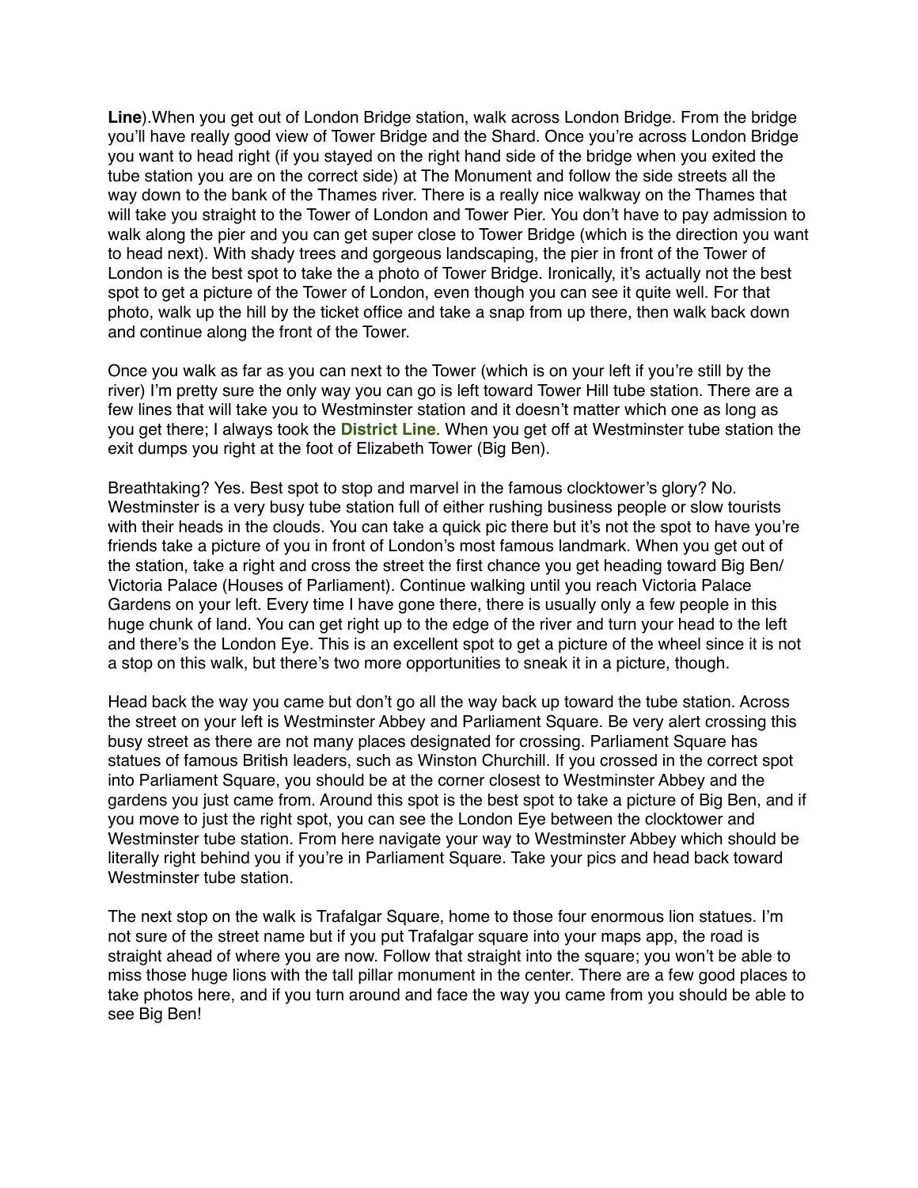**Line**).When you get out of London Bridge station, walk across London Bridge. From the bridge you'll have really good view of Tower Bridge and the Shard. Once you're across London Bridge you want to head right (if you stayed on the right hand side of the bridge when you exited the tube station you are on the correct side) at The Monument and follow the side streets all the way down to the bank of the Thames river. There is a really nice walkway on the Thames that will take you straight to the Tower of London and Tower Pier. You don't have to pay admission to walk along the pier and you can get super close to Tower Bridge (which is the direction you want to head next). With shady trees and gorgeous landscaping, the pier in front of the Tower of London is the best spot to take the a photo of Tower Bridge. Ironically, it's actually not the best spot to get a picture of the Tower of London, even though you can see it quite well. For that photo, walk up the hill by the ticket office and take a snap from up there, then walk back down and continue along the front of the Tower.

Once you walk as far as you can next to the Tower (which is on your left if you're still by the river) I'm pretty sure the only way you can go is left toward Tower Hill tube station. There are a few lines that will take you to Westminster station and it doesn't matter which one as long as you get there; I always took the **District Line**. When you get off at Westminster tube station the exit dumps you right at the foot of Elizabeth Tower (Big Ben).

Breathtaking? Yes. Best spot to stop and marvel in the famous clocktower's glory? No. Westminster is a very busy tube station full of either rushing business people or slow tourists with their heads in the clouds. You can take a quick pic there but it's not the spot to have you're friends take a picture of you in front of London's most famous landmark. When you get out of the station, take a right and cross the street the first chance you get heading toward Big Ben/ Victoria Palace (Houses of Parliament). Continue walking until you reach Victoria Palace Gardens on your left. Every time I have gone there, there is usually only a few people in this huge chunk of land. You can get right up to the edge of the river and turn your head to the left and there's the London Eye. This is an excellent spot to get a picture of the wheel since it is not a stop on this walk, but there's two more opportunities to sneak it in a picture, though.

Head back the way you came but don't go all the way back up toward the tube station. Across the street on your left is Westminster Abbey and Parliament Square. Be very alert crossing this busy street as there are not many places designated for crossing. Parliament Square has statues of famous British leaders, such as Winston Churchill. If you crossed in the correct spot into Parliament Square, you should be at the corner closest to Westminster Abbey and the gardens you just came from. Around this spot is the best spot to take a picture of Big Ben, and if you move to just the right spot, you can see the London Eye between the clocktower and Westminster tube station. From here navigate your way to Westminster Abbey which should be literally right behind you if you're in Parliament Square. Take your pics and head back toward Westminster tube station.

The next stop on the walk is Trafalgar Square, home to those four enormous lion statues. I'm not sure of the street name but if you put Trafalgar square into your maps app, the road is straight ahead of where you are now. Follow that straight into the square; you won't be able to miss those huge lions with the tall pillar monument in the center. There are a few good places to take photos here, and if you turn around and face the way you came from you should be able to see Big Ben!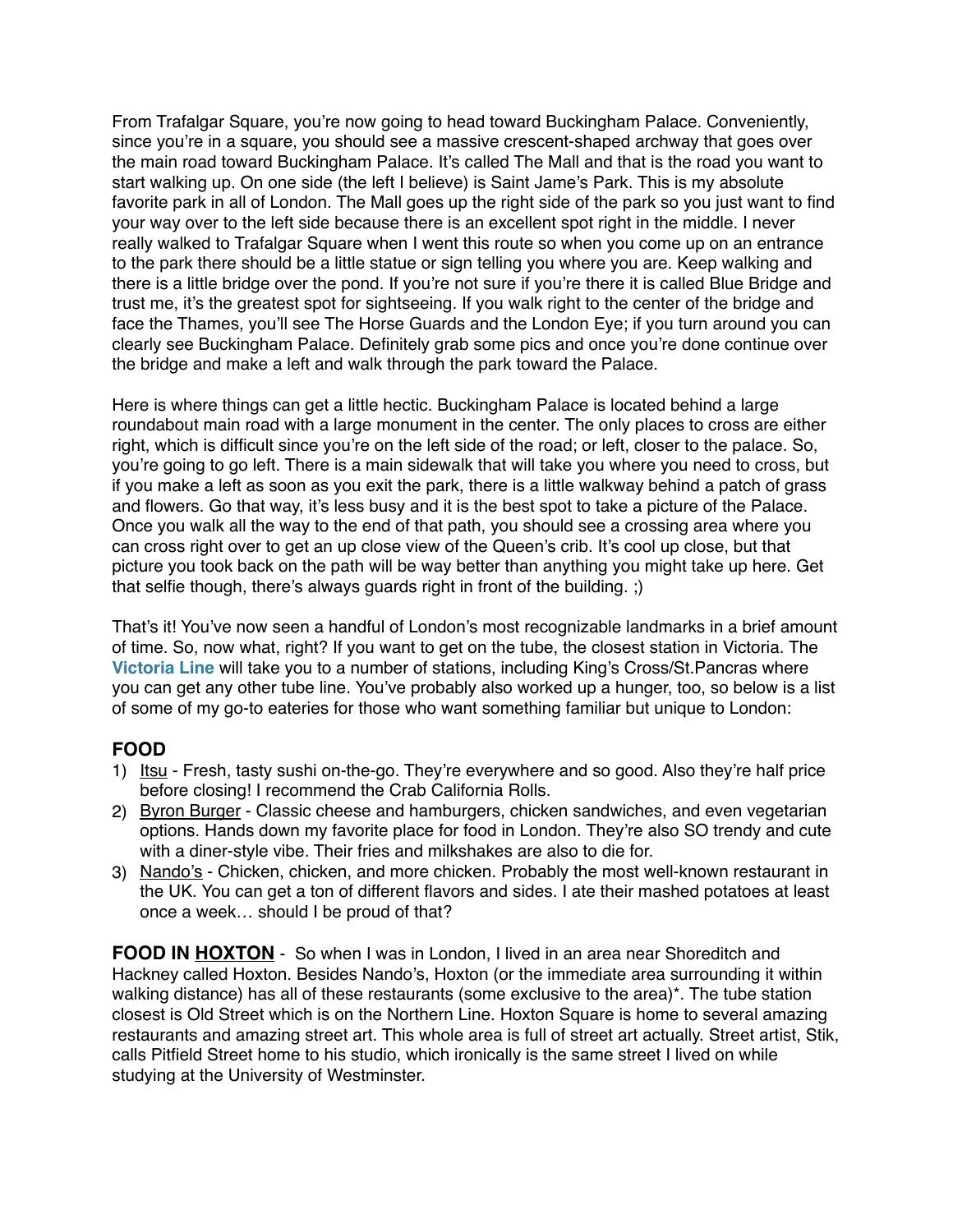From Trafalgar Square, you're now going to head toward Buckingham Palace. Conveniently, since you're in a square, you should see a massive crescent-shaped archway that goes over the main road toward Buckingham Palace. It's called The Mall and that is the road you want to start walking up. On one side (the left I believe) is Saint Jame's Park. This is my absolute favorite park in all of London. The Mall goes up the right side of the park so you just want to find your way over to the left side because there is an excellent spot right in the middle. I never really walked to Trafalgar Square when I went this route so when you come up on an entrance to the park there should be a little statue or sign telling you where you are. Keep walking and there is a little bridge over the pond. If you're not sure if you're there it is called Blue Bridge and trust me, it's the greatest spot for sightseeing. If you walk right to the center of the bridge and face the Thames, you'll see The Horse Guards and the London Eye; if you turn around you can clearly see Buckingham Palace. Definitely grab some pics and once you're done continue over the bridge and make a left and walk through the park toward the Palace.

Here is where things can get a little hectic. Buckingham Palace is located behind a large roundabout main road with a large monument in the center. The only places to cross are either right, which is difficult since you're on the left side of the road; or left, closer to the palace. So, you're going to go left. There is a main sidewalk that will take you where you need to cross, but if you make a left as soon as you exit the park, there is a little walkway behind a patch of grass and flowers. Go that way, it's less busy and it is the best spot to take a picture of the Palace. Once you walk all the way to the end of that path, you should see a crossing area where you can cross right over to get an up close view of the Queen's crib. It's cool up close, but that picture you took back on the path will be way better than anything you might take up here. Get that selfie though, there's always guards right in front of the building. ;)

That's it! You've now seen a handful of London's most recognizable landmarks in a brief amount of time. So, now what, right? If you want to get on the tube, the closest station in Victoria. The **Victoria Line** will take you to a number of stations, including King's Cross/St.Pancras where you can get any other tube line. You've probably also worked up a hunger, too, so below is a list of some of my go-to eateries for those who want something familiar but unique to London:

## FOOD

1) Itsu - Fresh, tasty sushi on-the-go. They're everywhere and so good. Also they're half price before closing! I recommend the Crab California Rolls.
2) Byron Burger - Classic cheese and hamburgers, chicken sandwiches, and even vegetarian options. Hands down my favorite place for food in London. They're also SO trendy and cute with a diner-style vibe. Their fries and milkshakes are also to die for.
3) Nando's - Chicken, chicken, and more chicken. Probably the most well-known restaurant in the UK. You can get a ton of different flavors and sides. I ate their mashed potatoes at least once a week… should I be proud of that?

**FOOD IN HOXTON** - So when I was in London, I lived in an area near Shoreditch and Hackney called Hoxton. Besides Nando's, Hoxton (or the immediate area surrounding it within walking distance) has all of these restaurants (some exclusive to the area)*. The tube station closest is Old Street which is on the Northern Line. Hoxton Square is home to several amazing restaurants and amazing street art. This whole area is full of street art actually. Street artist, Stik, calls Pitfield Street home to his studio, which ironically is the same street I lived on while studying at the University of Westminster.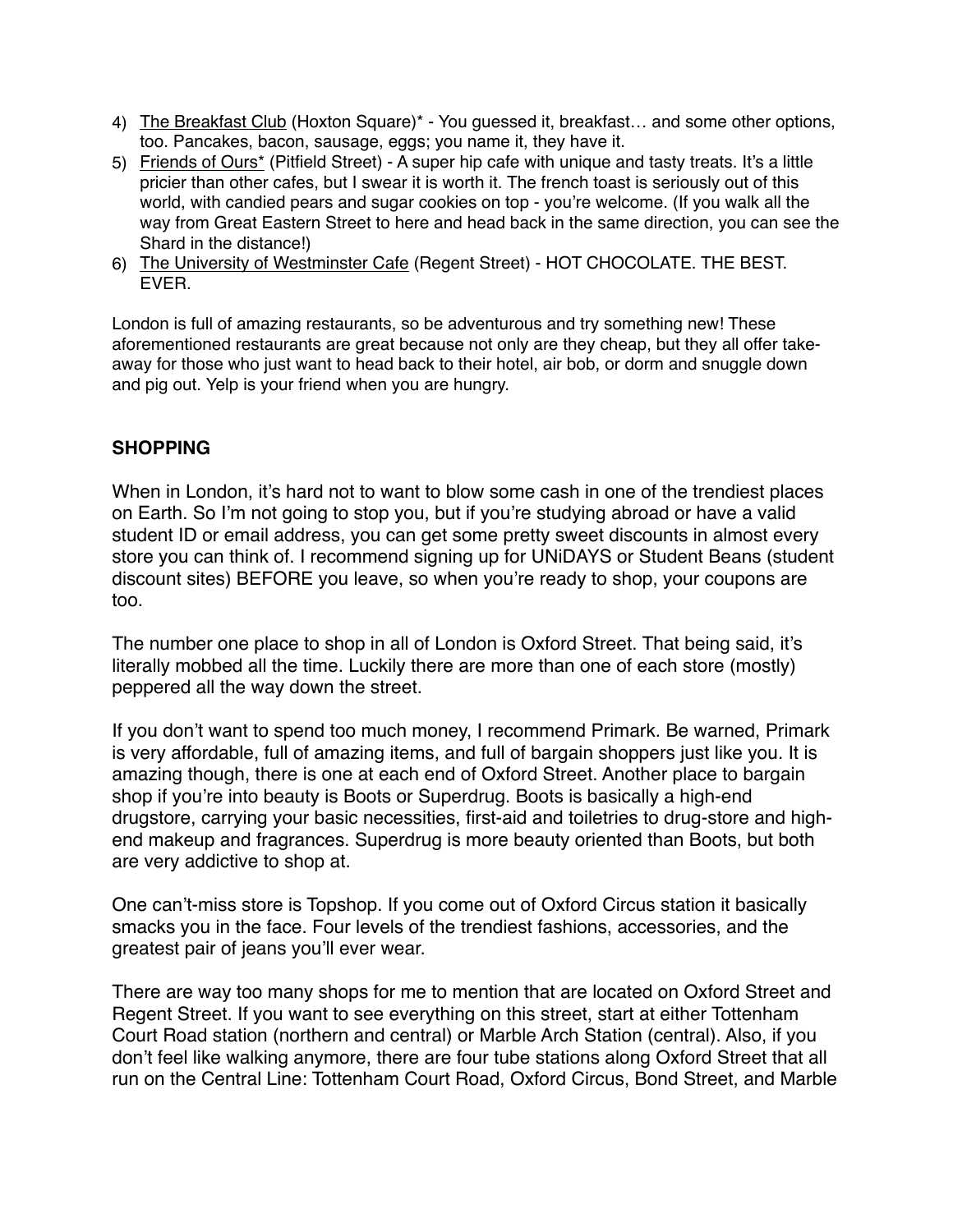4) <u>The Breakfast Club</u> (Hoxton Square)* - You guessed it, breakfast… and some other options, too. Pancakes, bacon, sausage, eggs; you name it, they have it.
5) <u>Friends of Ours*</u> (Pitfield Street) - A super hip cafe with unique and tasty treats. It's a little pricier than other cafes, but I swear it is worth it. The french toast is seriously out of this world, with candied pears and sugar cookies on top - you're welcome. (If you walk all the way from Great Eastern Street to here and head back in the same direction, you can see the Shard in the distance!)
6) <u>The University of Westminster Cafe</u> (Regent Street) - HOT CHOCOLATE. THE BEST. EVER.

London is full of amazing restaurants, so be adventurous and try something new! These aforementioned restaurants are great because not only are they cheap, but they all offer take-away for those who just want to head back to their hotel, air bob, or dorm and snuggle down and pig out. Yelp is your friend when you are hungry.

## SHOPPING

When in London, it's hard not to want to blow some cash in one of the trendiest places on Earth. So I'm not going to stop you, but if you're studying abroad or have a valid student ID or email address, you can get some pretty sweet discounts in almost every store you can think of. I recommend signing up for UNiDAYS or Student Beans (student discount sites) BEFORE you leave, so when you're ready to shop, your coupons are too.

The number one place to shop in all of London is Oxford Street. That being said, it's literally mobbed all the time. Luckily there are more than one of each store (mostly) peppered all the way down the street.

If you don't want to spend too much money, I recommend Primark. Be warned, Primark is very affordable, full of amazing items, and full of bargain shoppers just like you. It is amazing though, there is one at each end of Oxford Street. Another place to bargain shop if you're into beauty is Boots or Superdrug. Boots is basically a high-end drugstore, carrying your basic necessities, first-aid and toiletries to drug-store and high-end makeup and fragrances. Superdrug is more beauty oriented than Boots, but both are very addictive to shop at.

One can't-miss store is Topshop. If you come out of Oxford Circus station it basically smacks you in the face. Four levels of the trendiest fashions, accessories, and the greatest pair of jeans you'll ever wear.

There are way too many shops for me to mention that are located on Oxford Street and Regent Street. If you want to see everything on this street, start at either Tottenham Court Road station (northern and central) or Marble Arch Station (central). Also, if you don't feel like walking anymore, there are four tube stations along Oxford Street that all run on the Central Line: Tottenham Court Road, Oxford Circus, Bond Street, and Marble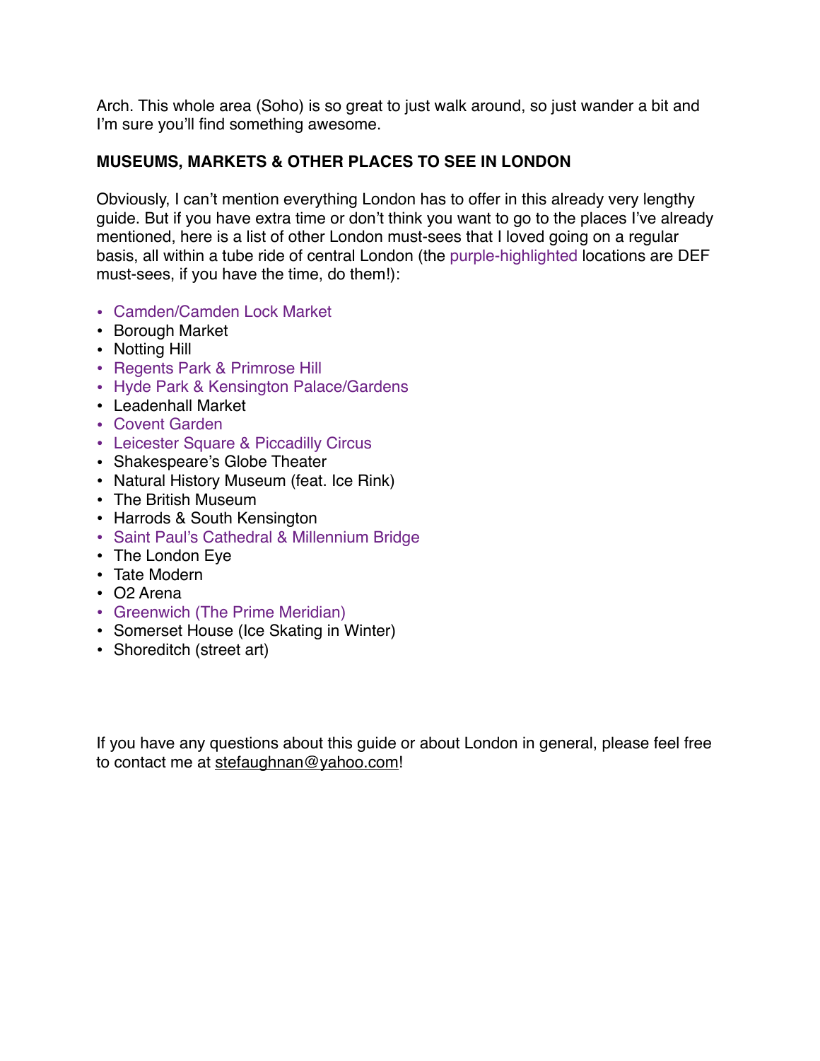Arch. This whole area (Soho) is so great to just walk around, so just wander a bit and I'm sure you'll find something awesome.

**MUSEUMS, MARKETS & OTHER PLACES TO SEE IN LONDON**

Obviously, I can't mention everything London has to offer in this already very lengthy guide. But if you have extra time or don't think you want to go to the places I've already mentioned, here is a list of other London must-sees that I loved going on a regular basis, all within a tube ride of central London (the purple-highlighted locations are DEF must-sees, if you have the time, do them!):

- Camden/Camden Lock Market
- Borough Market
- Notting Hill
- Regents Park & Primrose Hill
- Hyde Park & Kensington Palace/Gardens
- Leadenhall Market
- Covent Garden
- Leicester Square & Piccadilly Circus
- Shakespeare's Globe Theater
- Natural History Museum (feat. Ice Rink)
- The British Museum
- Harrods & South Kensington
- Saint Paul's Cathedral & Millennium Bridge
- The London Eye
- Tate Modern
- O2 Arena
- Greenwich (The Prime Meridian)
- Somerset House (Ice Skating in Winter)
- Shoreditch (street art)

If you have any questions about this guide or about London in general, please feel free to contact me at stefaughnan@yahoo.com!